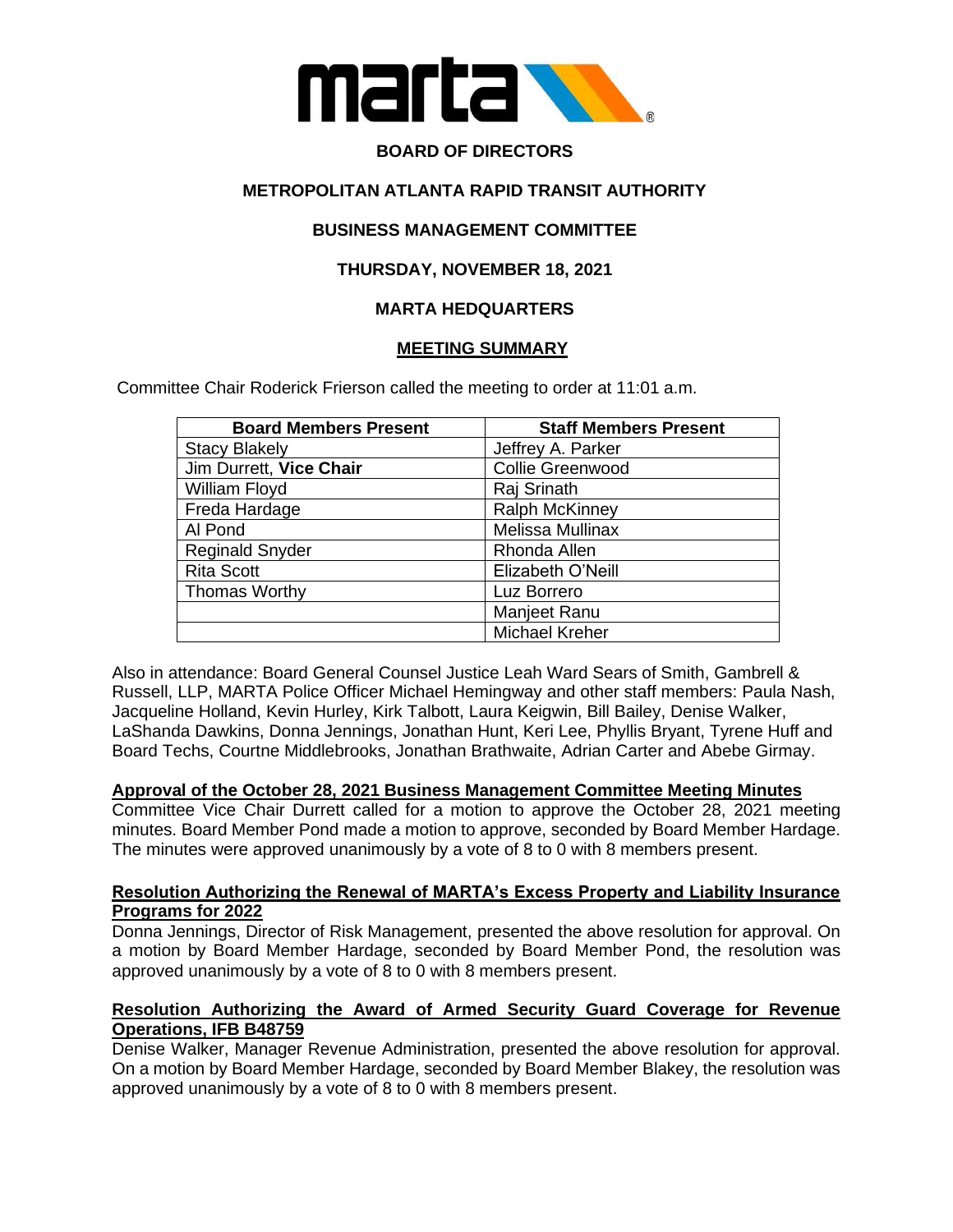**BOARD OF DIRECTORS**

**METROPOLITAN ATLANTA RAPID TRANSIT AUTHORITY**

**BUSINESS MANAGEMENT COMMITTEE**

**THURSDAY, NOVEMBER 18, 2021**

**MARTA HEDQUARTERS**

**MEETING SUMMARY**

Committee Chair Roderick Frierson called the meeting to order at 11:01 a.m.

| Board Members Present | Staff Members Present |
|---|---|
| Stacy Blakely | Jeffrey A. Parker |
| Jim Durrett, **Vice Chair** | Collie Greenwood |
| William Floyd | Raj Srinath |
| Freda Hardage | Ralph McKinney |
| Al Pond | Melissa Mullinax |
| Reginald Snyder | Rhonda Allen |
| Rita Scott | Elizabeth O'Neill |
| Thomas Worthy | Luz Borrero |
| | Manjeet Ranu |
| | Michael Kreher |

Also in attendance: Board General Counsel Justice Leah Ward Sears of Smith, Gambrell & Russell, LLP, MARTA Police Officer Michael Hemingway and other staff members: Paula Nash, Jacqueline Holland, Kevin Hurley, Kirk Talbott, Laura Keigwin, Bill Bailey, Denise Walker, LaShanda Dawkins, Donna Jennings, Jonathan Hunt, Keri Lee, Phyllis Bryant, Tyrene Huff and Board Techs, Courtne Middlebrooks, Jonathan Brathwaite, Adrian Carter and Abebe Girmay.

**Approval of the October 28, 2021 Business Management Committee Meeting Minutes**

Committee Vice Chair Durrett called for a motion to approve the October 28, 2021 meeting minutes. Board Member Pond made a motion to approve, seconded by Board Member Hardage. The minutes were approved unanimously by a vote of 8 to 0 with 8 members present.

**Resolution Authorizing the Renewal of MARTA's Excess Property and Liability Insurance Programs for 2022**

Donna Jennings, Director of Risk Management, presented the above resolution for approval. On a motion by Board Member Hardage, seconded by Board Member Pond, the resolution was approved unanimously by a vote of 8 to 0 with 8 members present.

**Resolution Authorizing the Award of Armed Security Guard Coverage for Revenue Operations, IFB B48759**

Denise Walker, Manager Revenue Administration, presented the above resolution for approval. On a motion by Board Member Hardage, seconded by Board Member Blakey, the resolution was approved unanimously by a vote of 8 to 0 with 8 members present.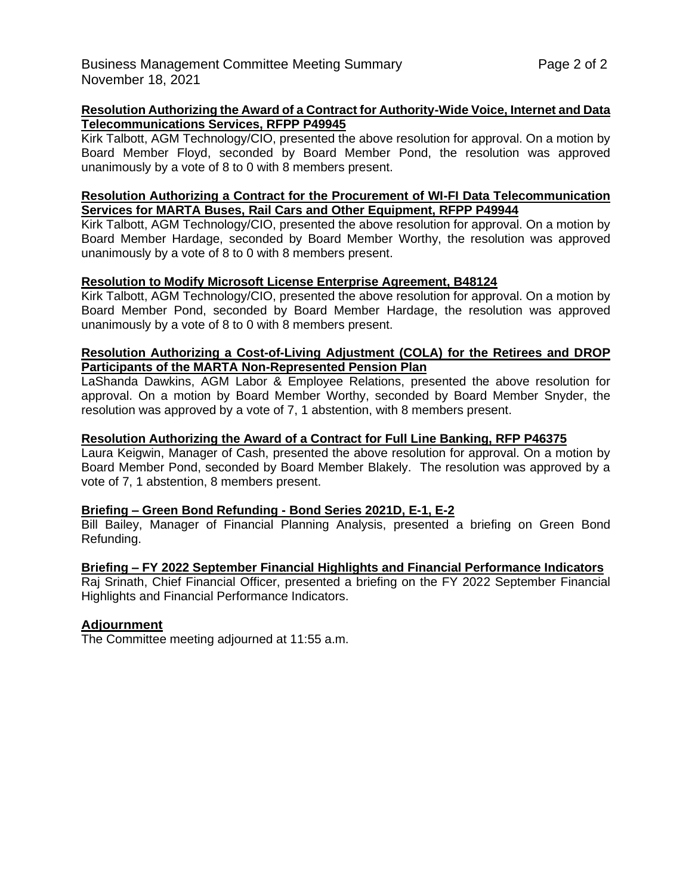**Resolution Authorizing the Award of a Contract for Authority-Wide Voice, Internet and Data Telecommunications Services, RFPP P49945**

Kirk Talbott, AGM Technology/CIO, presented the above resolution for approval. On a motion by Board Member Floyd, seconded by Board Member Pond, the resolution was approved unanimously by a vote of 8 to 0 with 8 members present.

**Resolution Authorizing a Contract for the Procurement of WI-FI Data Telecommunication Services for MARTA Buses, Rail Cars and Other Equipment, RFPP P49944**

Kirk Talbott, AGM Technology/CIO, presented the above resolution for approval. On a motion by Board Member Hardage, seconded by Board Member Worthy, the resolution was approved unanimously by a vote of 8 to 0 with 8 members present.

**Resolution to Modify Microsoft License Enterprise Agreement, B48124**

Kirk Talbott, AGM Technology/CIO, presented the above resolution for approval. On a motion by Board Member Pond, seconded by Board Member Hardage, the resolution was approved unanimously by a vote of 8 to 0 with 8 members present.

**Resolution Authorizing a Cost-of-Living Adjustment (COLA) for the Retirees and DROP Participants of the MARTA Non-Represented Pension Plan**

LaShanda Dawkins, AGM Labor & Employee Relations, presented the above resolution for approval. On a motion by Board Member Worthy, seconded by Board Member Snyder, the resolution was approved by a vote of 7, 1 abstention, with 8 members present.

**Resolution Authorizing the Award of a Contract for Full Line Banking, RFP P46375**

Laura Keigwin, Manager of Cash, presented the above resolution for approval. On a motion by Board Member Pond, seconded by Board Member Blakely. The resolution was approved by a vote of 7, 1 abstention, 8 members present.

**Briefing – Green Bond Refunding - Bond Series 2021D, E-1, E-2**

Bill Bailey, Manager of Financial Planning Analysis, presented a briefing on Green Bond Refunding.

**Briefing – FY 2022 September Financial Highlights and Financial Performance Indicators**

Raj Srinath, Chief Financial Officer, presented a briefing on the FY 2022 September Financial Highlights and Financial Performance Indicators.

**Adjournment**

The Committee meeting adjourned at 11:55 a.m.